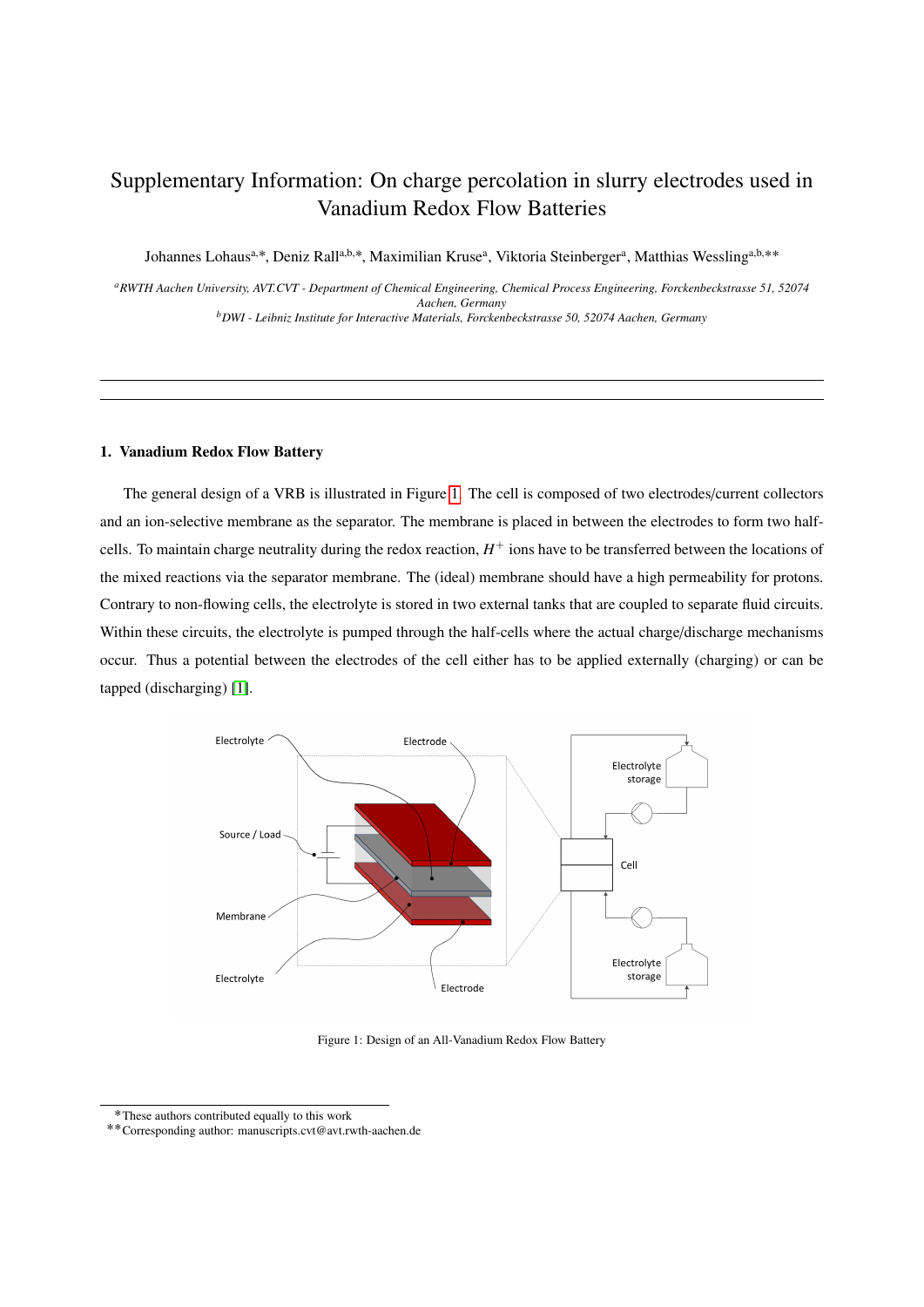# Supplementary Information: On charge percolation in slurry electrodes used in Vanadium Redox Flow Batteries

Johannes Lohaus[a,*], Deniz Rall[a,b,*], Maximilian Kruse[a], Viktoria Steinberger[a], Matthias Wessling[a,b,**]

[a] *RWTH Aachen University, AVT.CVT - Department of Chemical Engineering, Chemical Process Engineering, Forckenbeckstrasse 51, 52074 Aachen, Germany*
[b] *DWI - Leibniz Institute for Interactive Materials, Forckenbeckstrasse 50, 52074 Aachen, Germany*

## 1. Vanadium Redox Flow Battery

The general design of a VRB is illustrated in Figure 1. The cell is composed of two electrodes/current collectors and an ion-selective membrane as the separator. The membrane is placed in between the electrodes to form two half-cells. To maintain charge neutrality during the redox reaction, $H^+$ ions have to be transferred between the locations of the mixed reactions via the separator membrane. The (ideal) membrane should have a high permeability for protons. Contrary to non-flowing cells, the electrolyte is stored in two external tanks that are coupled to separate fluid circuits. Within these circuits, the electrolyte is pumped through the half-cells where the actual charge/discharge mechanisms occur. Thus a potential between the electrodes of the cell either has to be applied externally (charging) or can be tapped (discharging) [1].

Figure 1: Design of an All-Vanadium Redox Flow Battery

*These authors contributed equally to this work
**Corresponding author: manuscripts.cvt@avt.rwth-aachen.de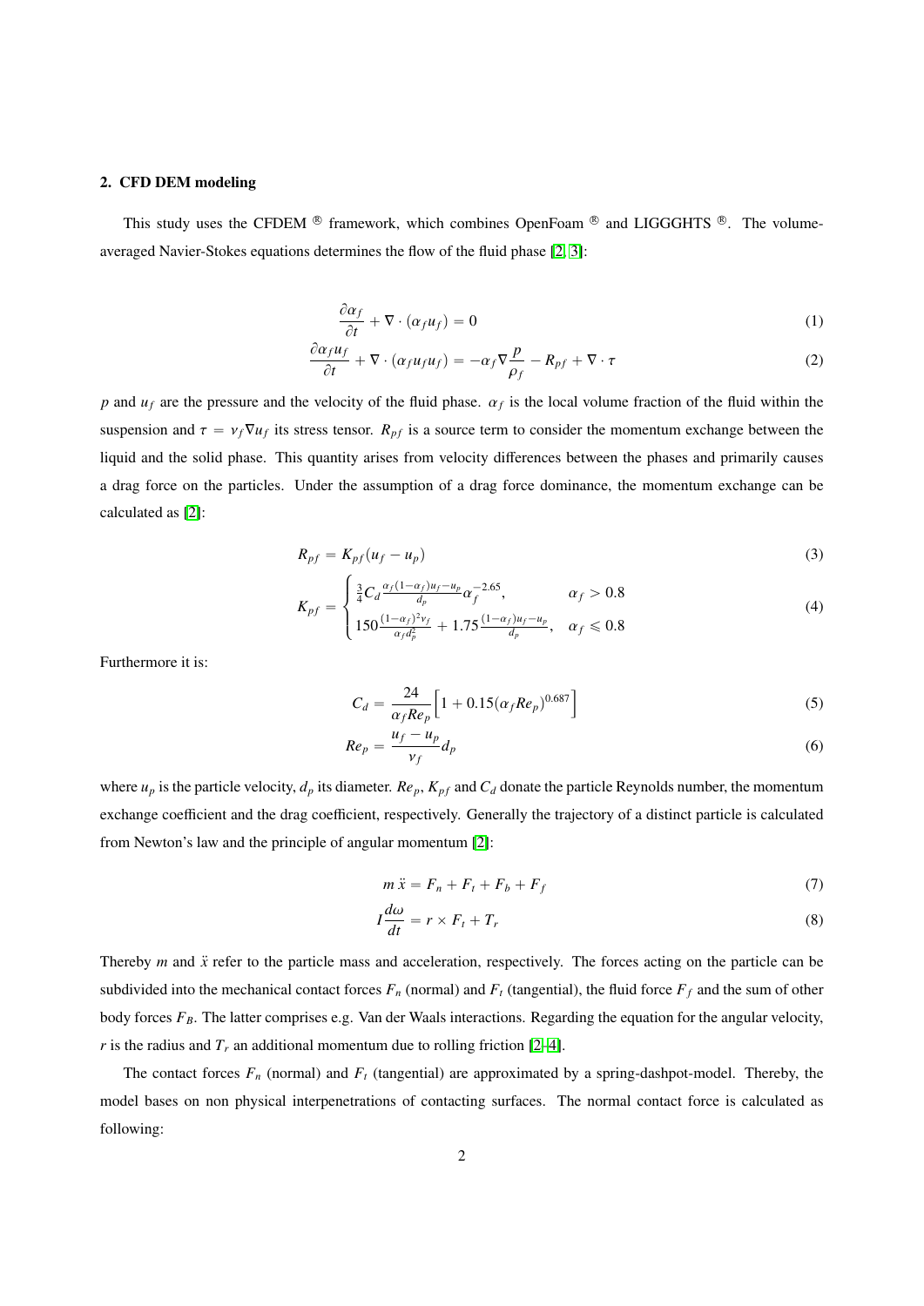## 2. CFD DEM modeling

This study uses the CFDEM ® framework, which combines OpenFoam ® and LIGGGHTS ®. The volume-averaged Navier-Stokes equations determines the flow of the fluid phase [2, 3]:

$$\frac{\partial \alpha_f}{\partial t} + \nabla \cdot (\alpha_f u_f) = 0 \tag{1}$$

$$\frac{\partial \alpha_f u_f}{\partial t} + \nabla \cdot (\alpha_f u_f u_f) = -\alpha_f \nabla \frac{p}{\rho_f} - R_{pf} + \nabla \cdot \tau \tag{2}$$

$p$ and $u_f$ are the pressure and the velocity of the fluid phase. $\alpha_f$ is the local volume fraction of the fluid within the suspension and $\tau = \nu_f \nabla u_f$ its stress tensor. $R_{pf}$ is a source term to consider the momentum exchange between the liquid and the solid phase. This quantity arises from velocity differences between the phases and primarily causes a drag force on the particles. Under the assumption of a drag force dominance, the momentum exchange can be calculated as [2]:

$$R_{pf} = K_{pf}(u_f - u_p) \tag{3}$$

$$K_{pf} = \begin{cases} \frac{3}{4} C_d \frac{\alpha_f (1-\alpha_f) u_f - u_p}{d_p} \alpha_f^{-2.65}, & \alpha_f > 0.8 \\ 150 \frac{(1-\alpha_f)^2 \nu_f}{\alpha_f d_p^2} + 1.75 \frac{(1-\alpha_f) u_f - u_p}{d_p}, & \alpha_f \leqslant 0.8 \end{cases} \tag{4}$$

Furthermore it is:

$$C_d = \frac{24}{\alpha_f Re_p} \Big[ 1 + 0.15 (\alpha_f Re_p)^{0.687} \Big] \tag{5}$$

$$Re_p = \frac{u_f - u_p}{\nu_f} d_p \tag{6}$$

where $u_p$ is the particle velocity, $d_p$ its diameter. $Re_p$, $K_{pf}$ and $C_d$ donate the particle Reynolds number, the momentum exchange coefficient and the drag coefficient, respectively. Generally the trajectory of a distinct particle is calculated from Newton's law and the principle of angular momentum [2]:

$$m\, \ddot{x} = F_n + F_t + F_b + F_f \tag{7}$$

$$I \frac{d\omega}{dt} = r \times F_t + T_r \tag{8}$$

Thereby $m$ and $\ddot{x}$ refer to the particle mass and acceleration, respectively. The forces acting on the particle can be subdivided into the mechanical contact forces $F_n$ (normal) and $F_t$ (tangential), the fluid force $F_f$ and the sum of other body forces $F_B$. The latter comprises e.g. Van der Waals interactions. Regarding the equation for the angular velocity, $r$ is the radius and $T_r$ an additional momentum due to rolling friction [2–4].

The contact forces $F_n$ (normal) and $F_t$ (tangential) are approximated by a spring-dashpot-model. Thereby, the model bases on non physical interpenetrations of contacting surfaces. The normal contact force is calculated as following: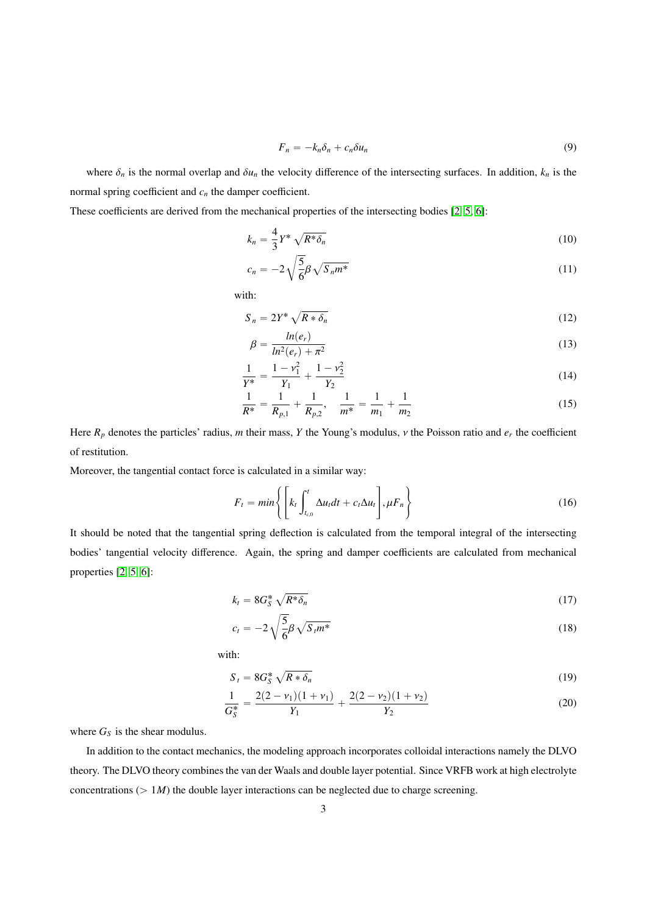$$F_n = -k_n \delta_n + c_n \delta u_n \tag{9}$$

where $\delta_n$ is the normal overlap and $\delta u_n$ the velocity difference of the intersecting surfaces. In addition, $k_n$ is the normal spring coefficient and $c_n$ the damper coefficient.

These coefficients are derived from the mechanical properties of the intersecting bodies [2, 5, 6]:

$$k_n = \frac{4}{3} Y^* \sqrt{R^* \delta_n} \tag{10}$$

$$c_n = -2\sqrt{\frac{5}{6}} \beta \sqrt{S_n m^*} \tag{11}$$

with:

$$S_n = 2Y^* \sqrt{R * \delta_n} \tag{12}$$

$$\beta = \frac{ln(e_r)}{ln^2(e_r) + \pi^2} \tag{13}$$

$$\frac{1}{Y^*} = \frac{1-\nu_1^2}{Y_1} + \frac{1-\nu_2^2}{Y_2} \tag{14}$$

$$\frac{1}{R^*} = \frac{1}{R_{p,1}} + \frac{1}{R_{p,2}}, \quad \frac{1}{m^*} = \frac{1}{m_1} + \frac{1}{m_2} \tag{15}$$

Here $R_p$ denotes the particles' radius, $m$ their mass, $Y$ the Young's modulus, $\nu$ the Poisson ratio and $e_r$ the coefficient of restitution.

Moreover, the tangential contact force is calculated in a similar way:

$$F_t = min\left\{ \left[ k_t \int_{t_{c,0}}^{t} \Delta u_t dt + c_t \Delta u_t \right], \mu F_n \right\} \tag{16}$$

It should be noted that the tangential spring deflection is calculated from the temporal integral of the intersecting bodies' tangential velocity difference. Again, the spring and damper coefficients are calculated from mechanical properties [2, 5, 6]:

$$k_t = 8G_S^* \sqrt{R^* \delta_n} \tag{17}$$

$$c_t = -2\sqrt{\frac{5}{6}} \beta \sqrt{S_t m^*} \tag{18}$$

with:

$$S_t = 8G_S^* \sqrt{R * \delta_n} \tag{19}$$

$$\frac{1}{G_S^*} = \frac{2(2-\nu_1)(1+\nu_1)}{Y_1} + \frac{2(2-\nu_2)(1+\nu_2)}{Y_2} \tag{20}$$

where $G_S$ is the shear modulus.

In addition to the contact mechanics, the modeling approach incorporates colloidal interactions namely the DLVO theory. The DLVO theory combines the van der Waals and double layer potential. Since VRFB work at high electrolyte concentrations ($> 1M$) the double layer interactions can be neglected due to charge screening.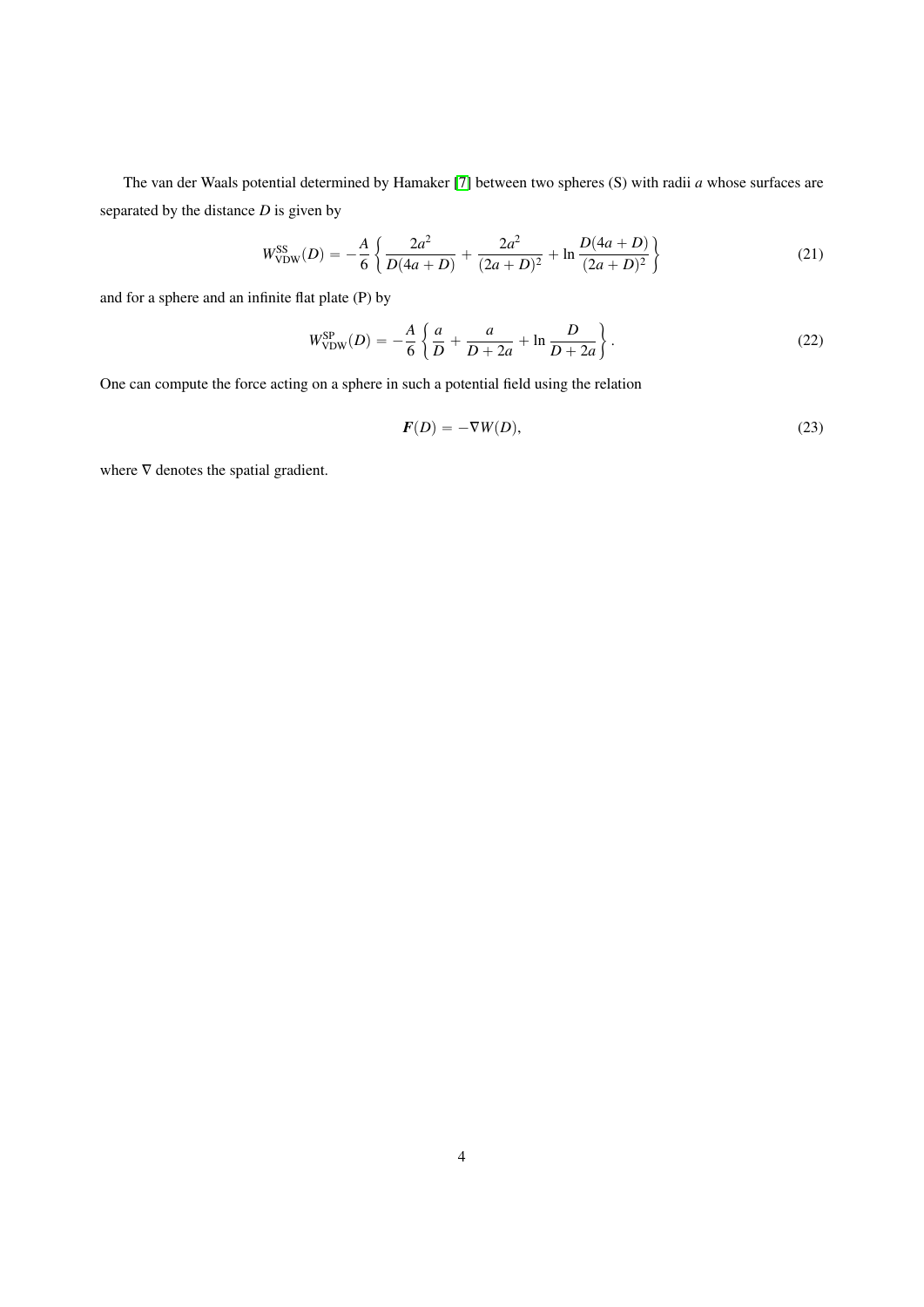The van der Waals potential determined by Hamaker [7] between two spheres (S) with radii $a$ whose surfaces are separated by the distance $D$ is given by

$$W_{\mathrm{VDW}}^{\mathrm{SS}}(D) = -\frac{A}{6}\left\{\frac{2a^2}{D(4a+D)} + \frac{2a^2}{(2a+D)^2} + \ln\frac{D(4a+D)}{(2a+D)^2}\right\} \tag{21}$$

and for a sphere and an infinite flat plate (P) by

$$W_{\mathrm{VDW}}^{\mathrm{SP}}(D) = -\frac{A}{6}\left\{\frac{a}{D} + \frac{a}{D+2a} + \ln\frac{D}{D+2a}\right\}. \tag{22}$$

One can compute the force acting on a sphere in such a potential field using the relation

$$\boldsymbol{F}(D) = -\nabla W(D), \tag{23}$$

where $\nabla$ denotes the spatial gradient.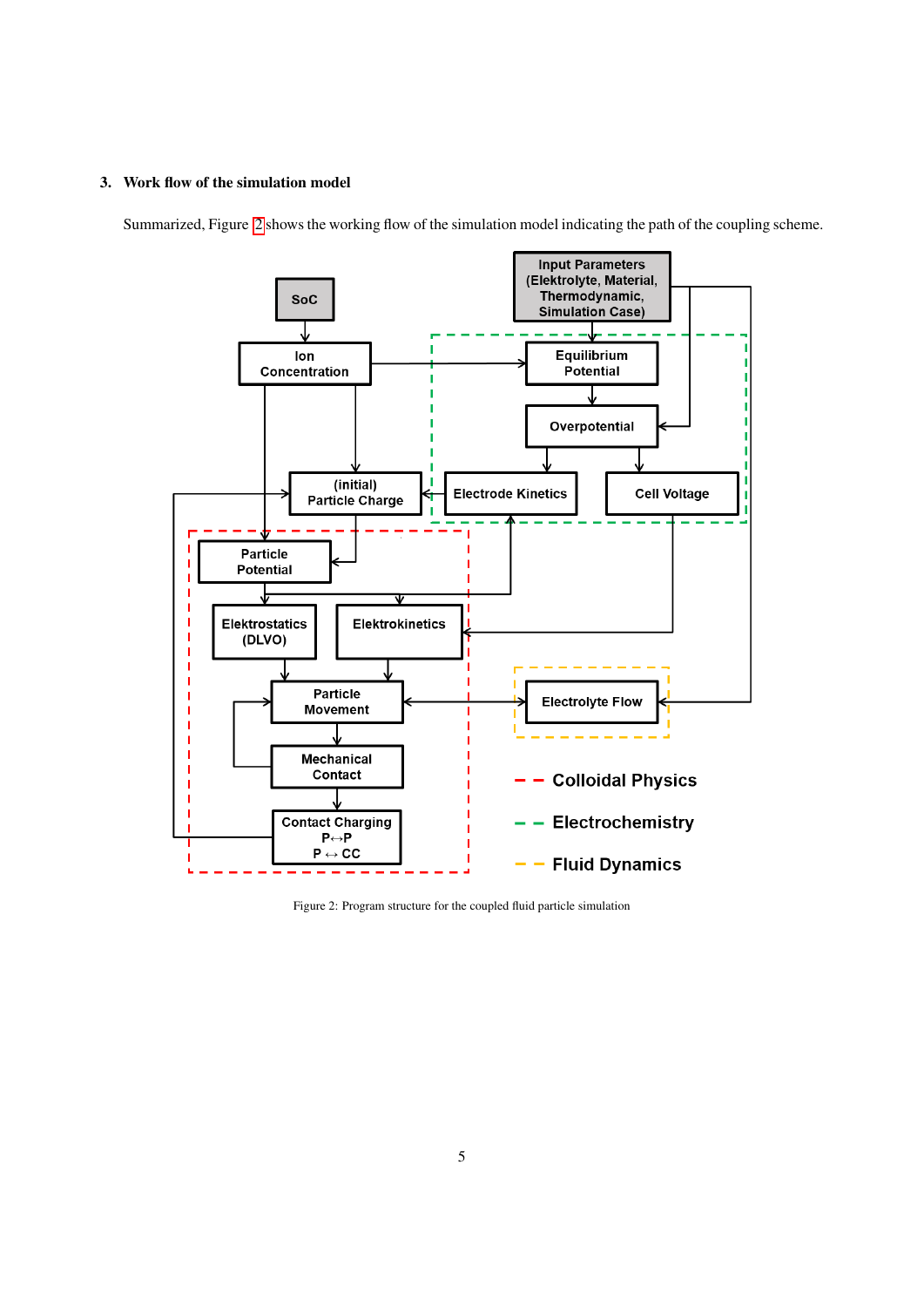## 3. Work flow of the simulation model

Summarized, Figure 2 shows the working flow of the simulation model indicating the path of the coupling scheme.

Figure 2: Program structure for the coupled fluid particle simulation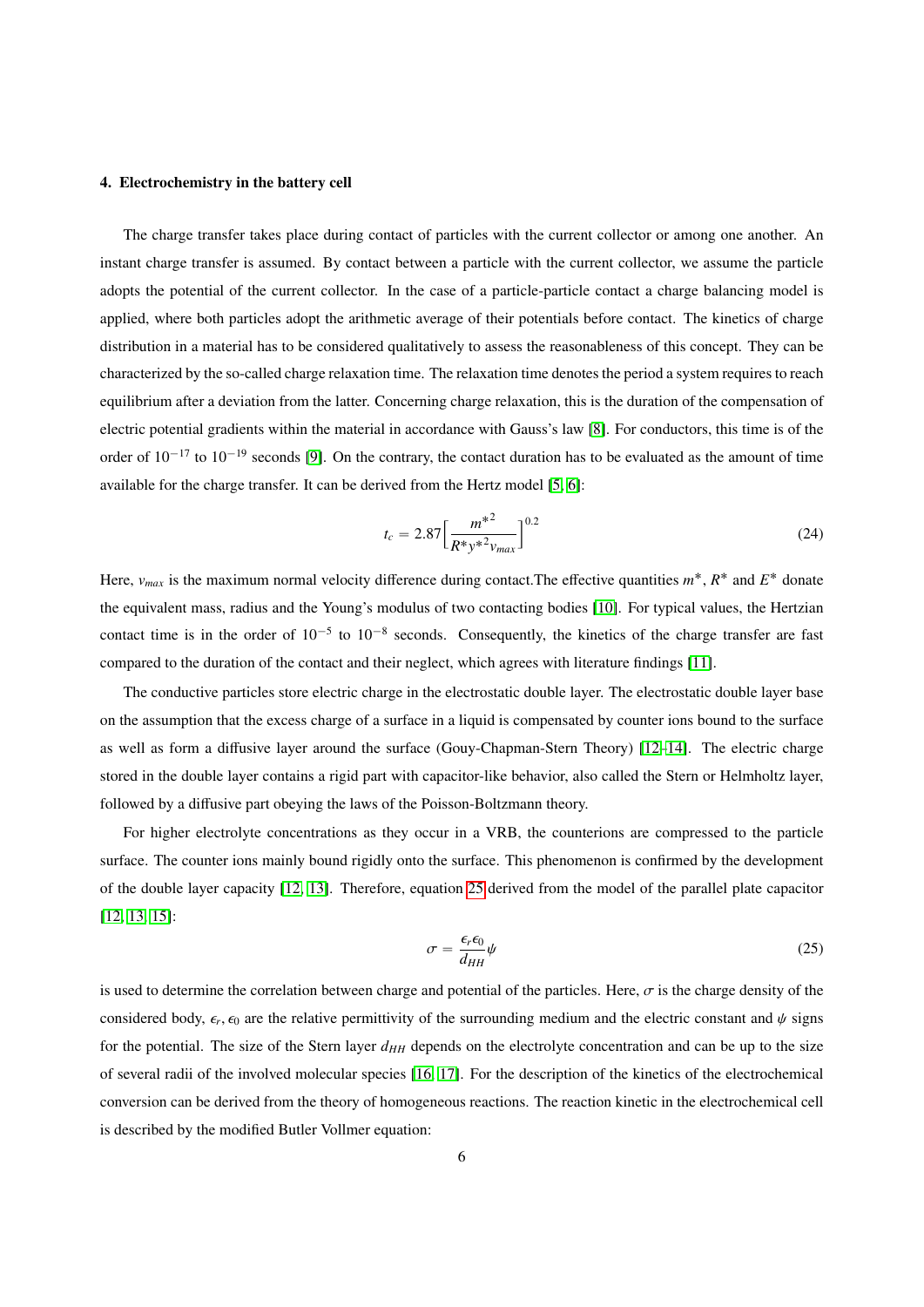#### 4. Electrochemistry in the battery cell

The charge transfer takes place during contact of particles with the current collector or among one another. An instant charge transfer is assumed. By contact between a particle with the current collector, we assume the particle adopts the potential of the current collector. In the case of a particle-particle contact a charge balancing model is applied, where both particles adopt the arithmetic average of their potentials before contact. The kinetics of charge distribution in a material has to be considered qualitatively to assess the reasonableness of this concept. They can be characterized by the so-called charge relaxation time. The relaxation time denotes the period a system requires to reach equilibrium after a deviation from the latter. Concerning charge relaxation, this is the duration of the compensation of electric potential gradients within the material in accordance with Gauss's law [8]. For conductors, this time is of the order of $10^{-17}$ to $10^{-19}$ seconds [9]. On the contrary, the contact duration has to be evaluated as the amount of time available for the charge transfer. It can be derived from the Hertz model [5, 6]:

$$t_c = 2.87\left[\frac{{m^*}^2}{R^* {y^*}^2 v_{max}}\right]^{0.2} \tag{24}$$

Here, $v_{max}$ is the maximum normal velocity difference during contact.The effective quantities $m^*$, $R^*$ and $E^*$ donate the equivalent mass, radius and the Young's modulus of two contacting bodies [10]. For typical values, the Hertzian contact time is in the order of $10^{-5}$ to $10^{-8}$ seconds. Consequently, the kinetics of the charge transfer are fast compared to the duration of the contact and their neglect, which agrees with literature findings [11].

The conductive particles store electric charge in the electrostatic double layer. The electrostatic double layer base on the assumption that the excess charge of a surface in a liquid is compensated by counter ions bound to the surface as well as form a diffusive layer around the surface (Gouy-Chapman-Stern Theory) [12–14]. The electric charge stored in the double layer contains a rigid part with capacitor-like behavior, also called the Stern or Helmholtz layer, followed by a diffusive part obeying the laws of the Poisson-Boltzmann theory.

For higher electrolyte concentrations as they occur in a VRB, the counterions are compressed to the particle surface. The counter ions mainly bound rigidly onto the surface. This phenomenon is confirmed by the development of the double layer capacity [12, 13]. Therefore, equation 25 derived from the model of the parallel plate capacitor [12, 13, 15]:

$$\sigma = \frac{\epsilon_r \epsilon_0}{d_{HH}} \psi \tag{25}$$

is used to determine the correlation between charge and potential of the particles. Here, $\sigma$ is the charge density of the considered body, $\epsilon_r$, $\epsilon_0$ are the relative permittivity of the surrounding medium and the electric constant and $\psi$ signs for the potential. The size of the Stern layer $d_{HH}$ depends on the electrolyte concentration and can be up to the size of several radii of the involved molecular species [16, 17]. For the description of the kinetics of the electrochemical conversion can be derived from the theory of homogeneous reactions. The reaction kinetic in the electrochemical cell is described by the modified Butler Vollmer equation: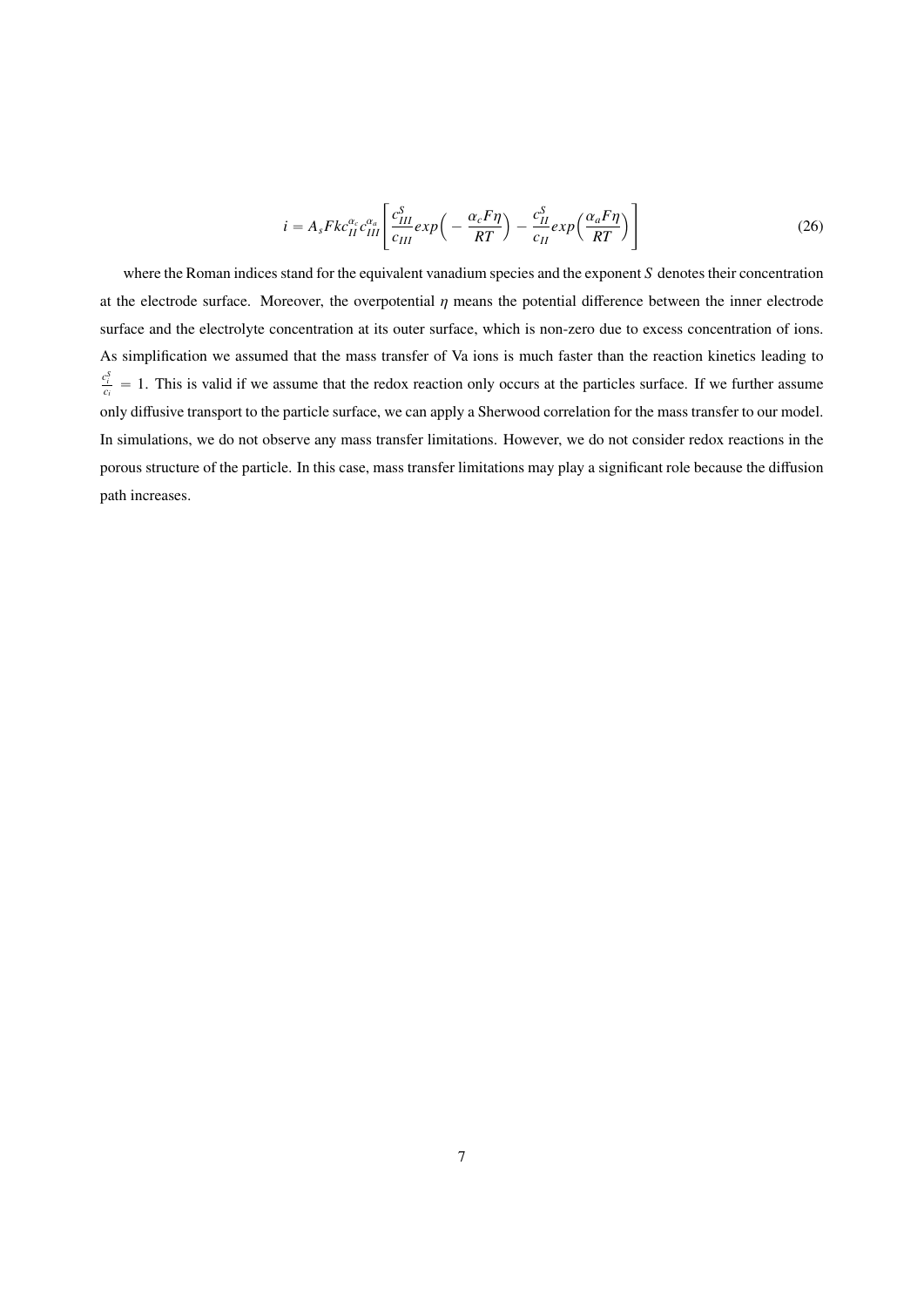$$i = A_s F k c_{II}^{\alpha_c} c_{III}^{\alpha_a} \left[ \frac{c_{III}^S}{c_{III}} exp\Big( -\frac{\alpha_c F \eta}{RT} \Big) - \frac{c_{II}^S}{c_{II}} exp\Big( \frac{\alpha_a F \eta}{RT} \Big) \right] \tag{26}$$

where the Roman indices stand for the equivalent vanadium species and the exponent $S$ denotes their concentration at the electrode surface. Moreover, the overpotential $\eta$ means the potential difference between the inner electrode surface and the electrolyte concentration at its outer surface, which is non-zero due to excess concentration of ions. As simplification we assumed that the mass transfer of Va ions is much faster than the reaction kinetics leading to $\frac{c_i^S}{c_i} = 1$. This is valid if we assume that the redox reaction only occurs at the particles surface. If we further assume only diffusive transport to the particle surface, we can apply a Sherwood correlation for the mass transfer to our model. In simulations, we do not observe any mass transfer limitations. However, we do not consider redox reactions in the porous structure of the particle. In this case, mass transfer limitations may play a significant role because the diffusion path increases.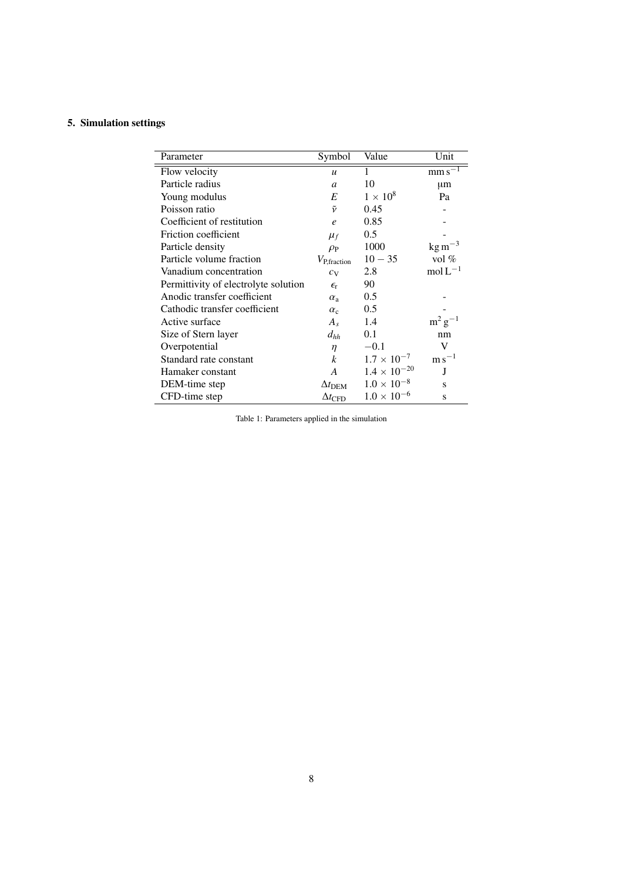## 5. Simulation settings

| Parameter | Symbol | Value | Unit |
|---|---|---|---|
| Flow velocity | $u$ | 1 | $\mathrm{mm\,s^{-1}}$ |
| Particle radius | $a$ | 10 | µm |
| Young modulus | $E$ | $1 \times 10^{8}$ | Pa |
| Poisson ratio | $\tilde{\nu}$ | 0.45 | - |
| Coefficient of restitution | $e$ | 0.85 | - |
| Friction coefficient | $\mu_f$ | 0.5 | - |
| Particle density | $\rho_{\mathrm{P}}$ | 1000 | $\mathrm{kg\,m^{-3}}$ |
| Particle volume fraction | $V_{\mathrm{P,fraction}}$ | $10 - 35$ | vol % |
| Vanadium concentration | $c_{\mathrm{V}}$ | 2.8 | $\mathrm{mol\,L^{-1}}$ |
| Permittivity of electrolyte solution | $\epsilon_{\mathrm{r}}$ | 90 | |
| Anodic transfer coefficient | $\alpha_{\mathrm{a}}$ | 0.5 | - |
| Cathodic transfer coefficient | $\alpha_{\mathrm{c}}$ | 0.5 | - |
| Active surface | $A_s$ | 1.4 | $\mathrm{m^2\,g^{-1}}$ |
| Size of Stern layer | $d_{hh}$ | 0.1 | nm |
| Overpotential | $\eta$ | $-0.1$ | V |
| Standard rate constant | $k$ | $1.7 \times 10^{-7}$ | $\mathrm{m\,s^{-1}}$ |
| Hamaker constant | $A$ | $1.4 \times 10^{-20}$ | J |
| DEM-time step | $\Delta t_{\mathrm{DEM}}$ | $1.0 \times 10^{-8}$ | s |
| CFD-time step | $\Delta t_{\mathrm{CFD}}$ | $1.0 \times 10^{-6}$ | s |

Table 1: Parameters applied in the simulation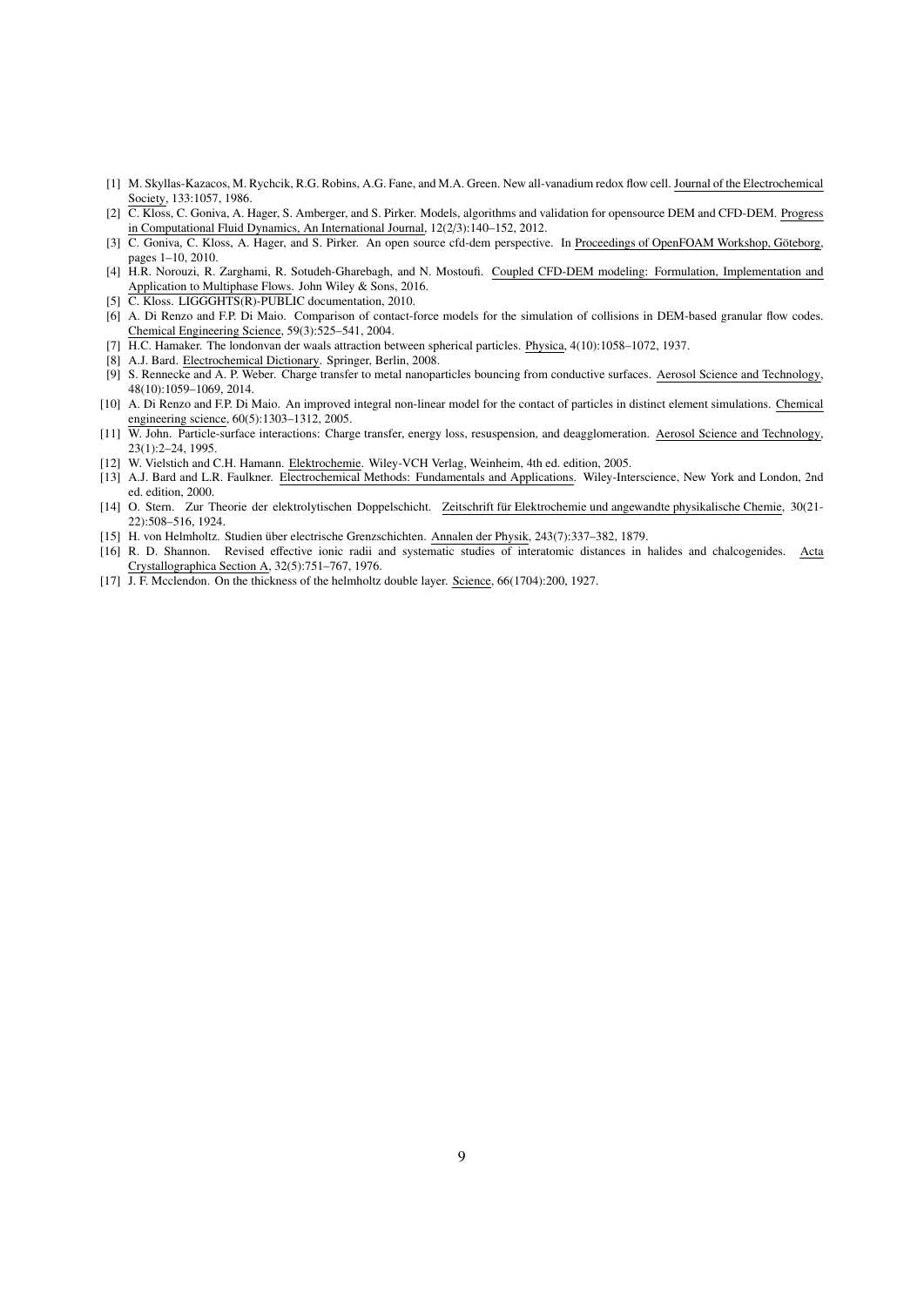[1] M. Skyllas-Kazacos, M. Rychcik, R.G. Robins, A.G. Fane, and M.A. Green. New all-vanadium redox flow cell. Journal of the Electrochemical Society, 133:1057, 1986.

[2] C. Kloss, C. Goniva, A. Hager, S. Amberger, and S. Pirker. Models, algorithms and validation for opensource DEM and CFD-DEM. Progress in Computational Fluid Dynamics, An International Journal, 12(2/3):140–152, 2012.

[3] C. Goniva, C. Kloss, A. Hager, and S. Pirker. An open source cfd-dem perspective. In Proceedings of OpenFOAM Workshop, Göteborg, pages 1–10, 2010.

[4] H.R. Norouzi, R. Zarghami, R. Sotudeh-Gharebagh, and N. Mostoufi. Coupled CFD-DEM modeling: Formulation, Implementation and Application to Multiphase Flows. John Wiley & Sons, 2016.

[5] C. Kloss. LIGGGHTS(R)-PUBLIC documentation, 2010.

[6] A. Di Renzo and F.P. Di Maio. Comparison of contact-force models for the simulation of collisions in DEM-based granular flow codes. Chemical Engineering Science, 59(3):525–541, 2004.

[7] H.C. Hamaker. The londonvan der waals attraction between spherical particles. Physica, 4(10):1058–1072, 1937.

[8] A.J. Bard. Electrochemical Dictionary. Springer, Berlin, 2008.

[9] S. Rennecke and A. P. Weber. Charge transfer to metal nanoparticles bouncing from conductive surfaces. Aerosol Science and Technology, 48(10):1059–1069, 2014.

[10] A. Di Renzo and F.P. Di Maio. An improved integral non-linear model for the contact of particles in distinct element simulations. Chemical engineering science, 60(5):1303–1312, 2005.

[11] W. John. Particle-surface interactions: Charge transfer, energy loss, resuspension, and deagglomeration. Aerosol Science and Technology, 23(1):2–24, 1995.

[12] W. Vielstich and C.H. Hamann. Elektrochemie. Wiley-VCH Verlag, Weinheim, 4th ed. edition, 2005.

[13] A.J. Bard and L.R. Faulkner. Electrochemical Methods: Fundamentals and Applications. Wiley-Interscience, New York and London, 2nd ed. edition, 2000.

[14] O. Stern. Zur Theorie der elektrolytischen Doppelschicht. Zeitschrift für Elektrochemie und angewandte physikalische Chemie, 30(21-22):508–516, 1924.

[15] H. von Helmholtz. Studien über electrische Grenzschichten. Annalen der Physik, 243(7):337–382, 1879.

[16] R. D. Shannon. Revised effective ionic radii and systematic studies of interatomic distances in halides and chalcogenides. Acta Crystallographica Section A, 32(5):751–767, 1976.

[17] J. F. Mcclendon. On the thickness of the helmholtz double layer. Science, 66(1704):200, 1927.